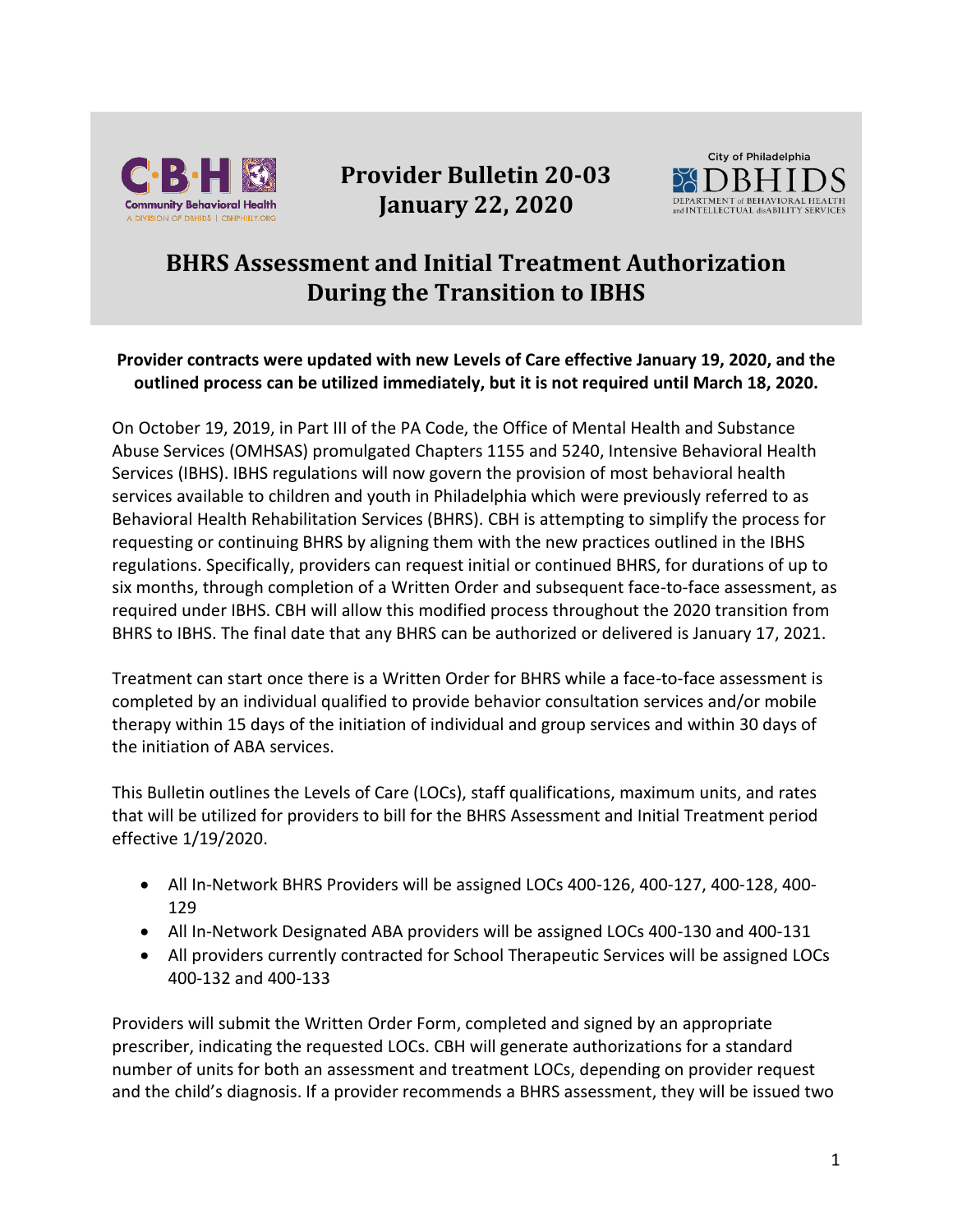# Provider Bulletin 20-03
# January 22, 2020

## BHRS Assessment and Initial Treatment Authorization During the Transition to IBHS

**Provider contracts were updated with new Levels of Care effective January 19, 2020, and the outlined process can be utilized immediately, but it is not required until March 18, 2020.**

On October 19, 2019, in Part III of the PA Code, the Office of Mental Health and Substance Abuse Services (OMHSAS) promulgated Chapters 1155 and 5240, Intensive Behavioral Health Services (IBHS). IBHS regulations will now govern the provision of most behavioral health services available to children and youth in Philadelphia which were previously referred to as Behavioral Health Rehabilitation Services (BHRS). CBH is attempting to simplify the process for requesting or continuing BHRS by aligning them with the new practices outlined in the IBHS regulations. Specifically, providers can request initial or continued BHRS, for durations of up to six months, through completion of a Written Order and subsequent face-to-face assessment, as required under IBHS. CBH will allow this modified process throughout the 2020 transition from BHRS to IBHS. The final date that any BHRS can be authorized or delivered is January 17, 2021.

Treatment can start once there is a Written Order for BHRS while a face-to-face assessment is completed by an individual qualified to provide behavior consultation services and/or mobile therapy within 15 days of the initiation of individual and group services and within 30 days of the initiation of ABA services.

This Bulletin outlines the Levels of Care (LOCs), staff qualifications, maximum units, and rates that will be utilized for providers to bill for the BHRS Assessment and Initial Treatment period effective 1/19/2020.

- All In-Network BHRS Providers will be assigned LOCs 400-126, 400-127, 400-128, 400-129
- All In-Network Designated ABA providers will be assigned LOCs 400-130 and 400-131
- All providers currently contracted for School Therapeutic Services will be assigned LOCs 400-132 and 400-133

Providers will submit the Written Order Form, completed and signed by an appropriate prescriber, indicating the requested LOCs. CBH will generate authorizations for a standard number of units for both an assessment and treatment LOCs, depending on provider request and the child's diagnosis. If a provider recommends a BHRS assessment, they will be issued two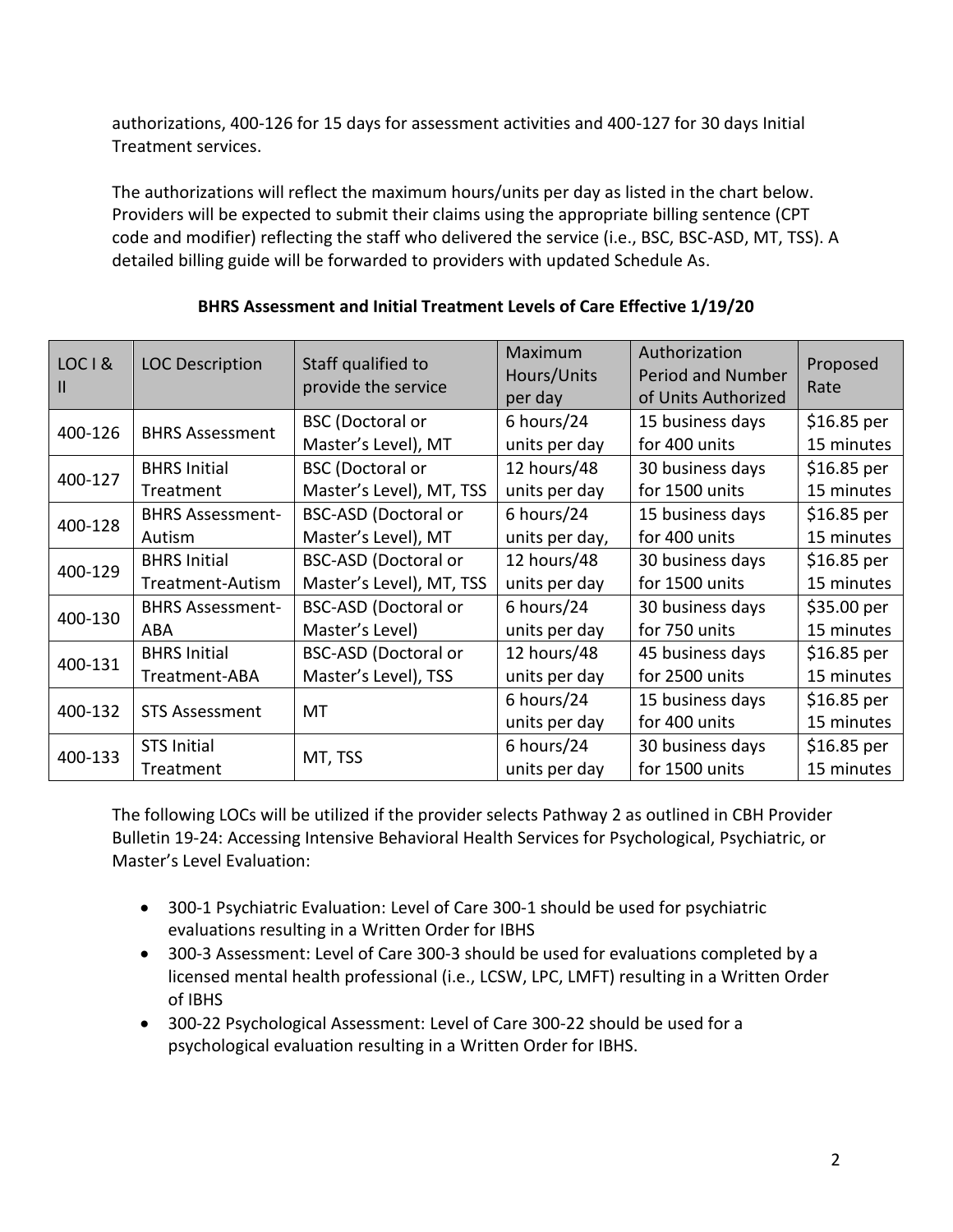authorizations, 400-126 for 15 days for assessment activities and 400-127 for 30 days Initial Treatment services.

The authorizations will reflect the maximum hours/units per day as listed in the chart below. Providers will be expected to submit their claims using the appropriate billing sentence (CPT code and modifier) reflecting the staff who delivered the service (i.e., BSC, BSC-ASD, MT, TSS). A detailed billing guide will be forwarded to providers with updated Schedule As.

**BHRS Assessment and Initial Treatment Levels of Care Effective 1/19/20**

| LOC I & II | LOC Description | Staff qualified to provide the service | Maximum Hours/Units per day | Authorization Period and Number of Units Authorized | Proposed Rate |
|---|---|---|---|---|---|
| 400-126 | BHRS Assessment | BSC (Doctoral or Master's Level), MT | 6 hours/24 units per day | 15 business days for 400 units | $16.85 per 15 minutes |
| 400-127 | BHRS Initial Treatment | BSC (Doctoral or Master's Level), MT, TSS | 12 hours/48 units per day | 30 business days for 1500 units | $16.85 per 15 minutes |
| 400-128 | BHRS Assessment-Autism | BSC-ASD (Doctoral or Master's Level), MT | 6 hours/24 units per day, | 15 business days for 400 units | $16.85 per 15 minutes |
| 400-129 | BHRS Initial Treatment-Autism | BSC-ASD (Doctoral or Master's Level), MT, TSS | 12 hours/48 units per day | 30 business days for 1500 units | $16.85 per 15 minutes |
| 400-130 | BHRS Assessment-ABA | BSC-ASD (Doctoral or Master's Level) | 6 hours/24 units per day | 30 business days for 750 units | $35.00 per 15 minutes |
| 400-131 | BHRS Initial Treatment-ABA | BSC-ASD (Doctoral or Master's Level), TSS | 12 hours/48 units per day | 45 business days for 2500 units | $16.85 per 15 minutes |
| 400-132 | STS Assessment | MT | 6 hours/24 units per day | 15 business days for 400 units | $16.85 per 15 minutes |
| 400-133 | STS Initial Treatment | MT, TSS | 6 hours/24 units per day | 30 business days for 1500 units | $16.85 per 15 minutes |

The following LOCs will be utilized if the provider selects Pathway 2 as outlined in CBH Provider Bulletin 19-24: Accessing Intensive Behavioral Health Services for Psychological, Psychiatric, or Master's Level Evaluation:

- 300-1 Psychiatric Evaluation: Level of Care 300-1 should be used for psychiatric evaluations resulting in a Written Order for IBHS
- 300-3 Assessment: Level of Care 300-3 should be used for evaluations completed by a licensed mental health professional (i.e., LCSW, LPC, LMFT) resulting in a Written Order of IBHS
- 300-22 Psychological Assessment: Level of Care 300-22 should be used for a psychological evaluation resulting in a Written Order for IBHS.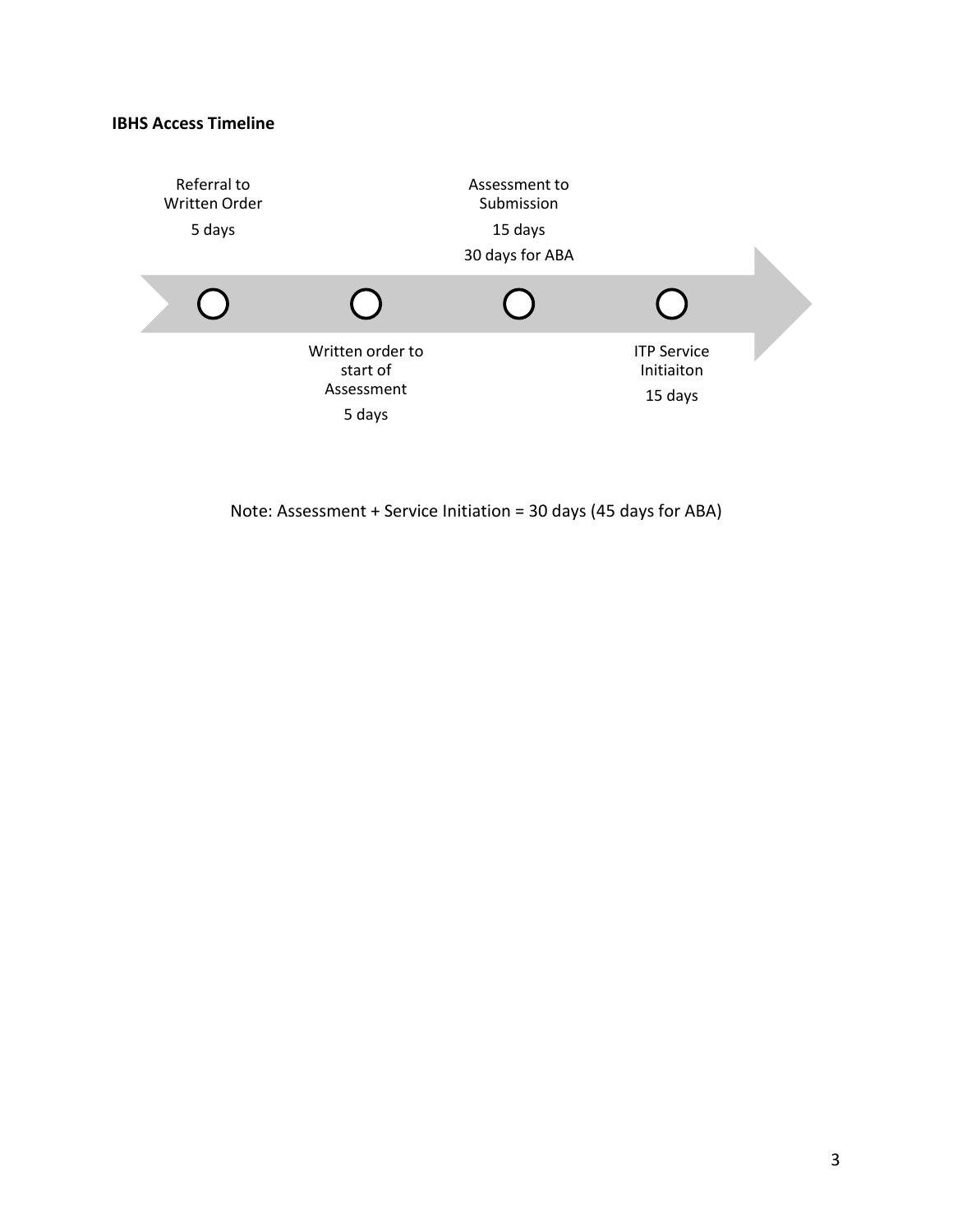**IBHS Access Timeline**

Referral to Written Order

5 days

Written order to start of Assessment

5 days

Assessment to Submission

15 days

30 days for ABA

ITP Service Initiaiton

15 days

Note: Assessment + Service Initiation = 30 days (45 days for ABA)